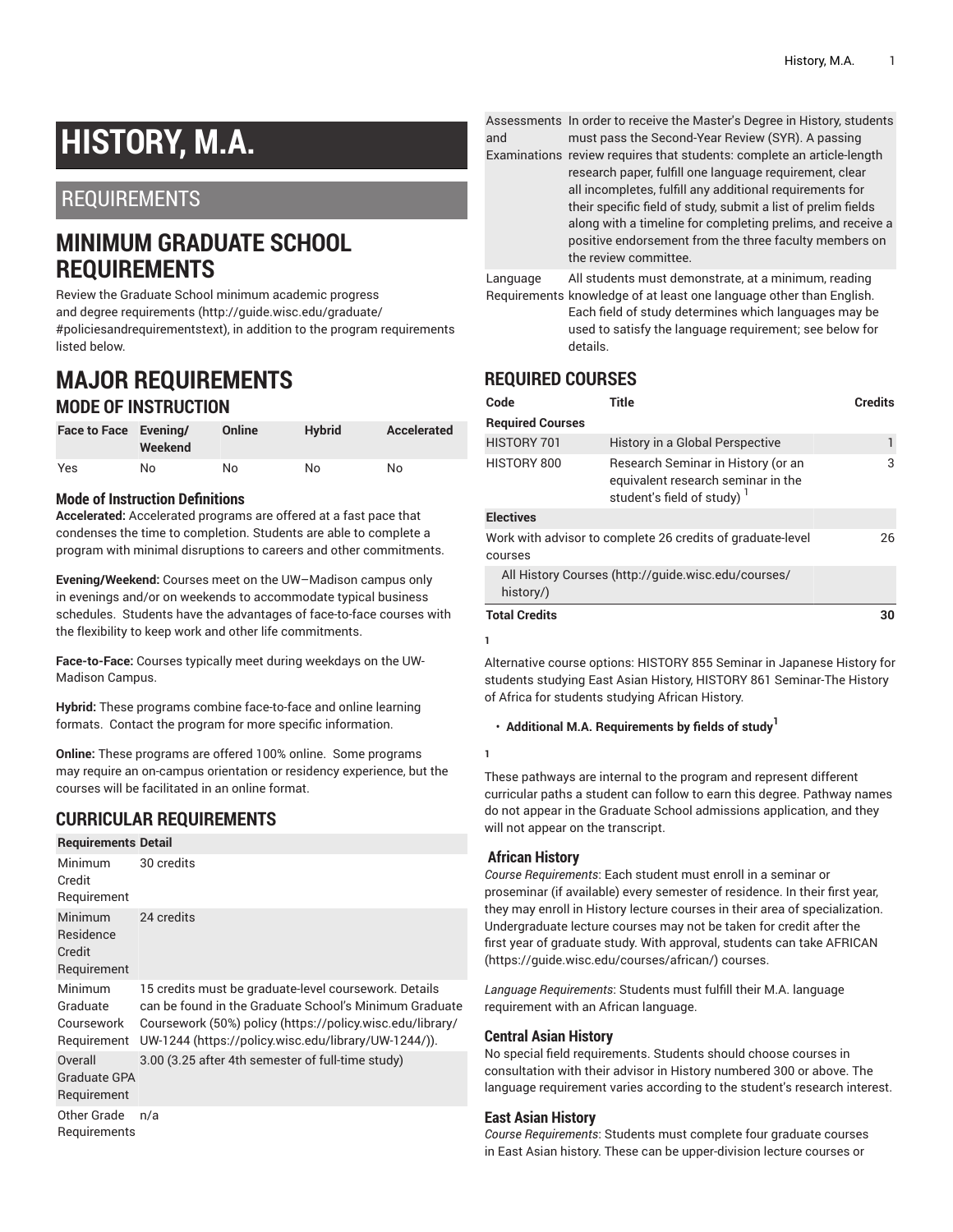# HISTORY, M.A.

## REQUIREMENTS

## MINIMUM GRADUATE SCHOOL REQUIREMENTS

Review the Graduate School minimum academic progress and degree requirements (http://guide.wisc.edu/graduate/#policiesandrequirementstext), in addition to the program requirements listed below.

## MAJOR REQUIREMENTS

### MODE OF INSTRUCTION

| Face to Face | Evening/ Weekend | Online | Hybrid | Accelerated |
|---|---|---|---|---|
| Yes | No | No | No | No |

#### Mode of Instruction Definitions

**Accelerated:** Accelerated programs are offered at a fast pace that condenses the time to completion. Students are able to complete a program with minimal disruptions to careers and other commitments.

**Evening/Weekend:** Courses meet on the UW–Madison campus only in evenings and/or on weekends to accommodate typical business schedules. Students have the advantages of face-to-face courses with the flexibility to keep work and other life commitments.

**Face-to-Face:** Courses typically meet during weekdays on the UW-Madison Campus.

**Hybrid:** These programs combine face-to-face and online learning formats. Contact the program for more specific information.

**Online:** These programs are offered 100% online. Some programs may require an on-campus orientation or residency experience, but the courses will be facilitated in an online format.

### CURRICULAR REQUIREMENTS

| Requirements | Detail |
|---|---|
| Minimum Credit Requirement | 30 credits |
| Minimum Residence Credit Requirement | 24 credits |
| Minimum Graduate Coursework Requirement | 15 credits must be graduate-level coursework. Details can be found in the Graduate School's Minimum Graduate Coursework (50%) policy (https://policy.wisc.edu/library/UW-1244 (https://policy.wisc.edu/library/UW-1244/)). |
| Overall Graduate GPA Requirement | 3.00 (3.25 after 4th semester of full-time study) |
| Other Grade Requirements | n/a |
| Assessments and Examinations | In order to receive the Master's Degree in History, students must pass the Second-Year Review (SYR). A passing review requires that students: complete an article-length research paper, fulfill one language requirement, clear all incompletes, fulfill any additional requirements for their specific field of study, submit a list of prelim fields along with a timeline for completing prelims, and receive a positive endorsement from the three faculty members on the review committee. |
| Language Requirements | All students must demonstrate, at a minimum, reading knowledge of at least one language other than English. Each field of study determines which languages may be used to satisfy the language requirement; see below for details. |

### REQUIRED COURSES

| Code | Title | Credits |
|---|---|---|
| **Required Courses** | | |
| HISTORY 701 | History in a Global Perspective | 1 |
| HISTORY 800 | Research Seminar in History (or an equivalent research seminar in the student's field of study) [1] | 3 |
| **Electives** | | |
| Work with advisor to complete 26 credits of graduate-level courses | | 26 |
| All History Courses (http://guide.wisc.edu/courses/history/) | | |
| **Total Credits** | | **30** |

1

Alternative course options: HISTORY 855 Seminar in Japanese History for students studying East Asian History, HISTORY 861 Seminar-The History of Africa for students studying African History.

- **Additional M.A. Requirements by fields of study**[1]

1

These pathways are internal to the program and represent different curricular paths a student can follow to earn this degree. Pathway names do not appear in the Graduate School admissions application, and they will not appear on the transcript.

#### African History

*Course Requirements*: Each student must enroll in a seminar or proseminar (if available) every semester of residence. In their first year, they may enroll in History lecture courses in their area of specialization. Undergraduate lecture courses may not be taken for credit after the first year of graduate study. With approval, students can take AFRICAN (https://guide.wisc.edu/courses/african/) courses.

*Language Requirements*: Students must fulfill their M.A. language requirement with an African language.

#### Central Asian History

No special field requirements. Students should choose courses in consultation with their advisor in History numbered 300 or above. The language requirement varies according to the student's research interest.

#### East Asian History

*Course Requirements*: Students must complete four graduate courses in East Asian history. These can be upper-division lecture courses or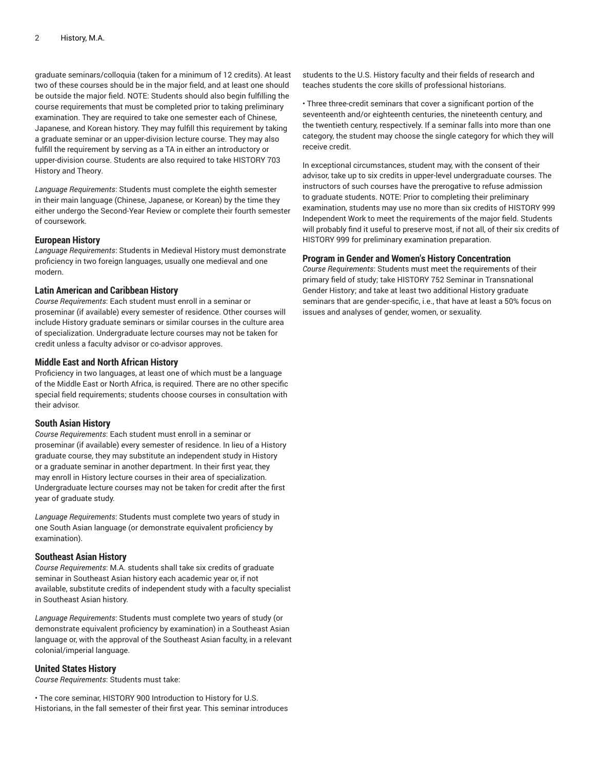graduate seminars/colloquia (taken for a minimum of 12 credits). At least two of these courses should be in the major field, and at least one should be outside the major field. NOTE: Students should also begin fulfilling the course requirements that must be completed prior to taking preliminary examination. They are required to take one semester each of Chinese, Japanese, and Korean history. They may fulfill this requirement by taking a graduate seminar or an upper-division lecture course. They may also fulfill the requirement by serving as a TA in either an introductory or upper-division course. Students are also required to take HISTORY 703 History and Theory.

*Language Requirements*: Students must complete the eighth semester in their main language (Chinese, Japanese, or Korean) by the time they either undergo the Second-Year Review or complete their fourth semester of coursework.

### European History

*Language Requirements*: Students in Medieval History must demonstrate proficiency in two foreign languages, usually one medieval and one modern.

### Latin American and Caribbean History

*Course Requirements*: Each student must enroll in a seminar or proseminar (if available) every semester of residence. Other courses will include History graduate seminars or similar courses in the culture area of specialization. Undergraduate lecture courses may not be taken for credit unless a faculty advisor or co-advisor approves.

### Middle East and North African History

Proficiency in two languages, at least one of which must be a language of the Middle East or North Africa, is required. There are no other specific special field requirements; students choose courses in consultation with their advisor.

### South Asian History

*Course Requirements*: Each student must enroll in a seminar or proseminar (if available) every semester of residence. In lieu of a History graduate course, they may substitute an independent study in History or a graduate seminar in another department. In their first year, they may enroll in History lecture courses in their area of specialization. Undergraduate lecture courses may not be taken for credit after the first year of graduate study.

*Language Requirements*: Students must complete two years of study in one South Asian language (or demonstrate equivalent proficiency by examination).

### Southeast Asian History

*Course Requirements*: M.A. students shall take six credits of graduate seminar in Southeast Asian history each academic year or, if not available, substitute credits of independent study with a faculty specialist in Southeast Asian history.

*Language Requirements*: Students must complete two years of study (or demonstrate equivalent proficiency by examination) in a Southeast Asian language or, with the approval of the Southeast Asian faculty, in a relevant colonial/imperial language.

### United States History

*Course Requirements*: Students must take:

- The core seminar, HISTORY 900 Introduction to History for U.S. Historians, in the fall semester of their first year. This seminar introduces students to the U.S. History faculty and their fields of research and teaches students the core skills of professional historians.
- Three three-credit seminars that cover a significant portion of the seventeenth and/or eighteenth centuries, the nineteenth century, and the twentieth century, respectively. If a seminar falls into more than one category, the student may choose the single category for which they will receive credit.

In exceptional circumstances, student may, with the consent of their advisor, take up to six credits in upper-level undergraduate courses. The instructors of such courses have the prerogative to refuse admission to graduate students. NOTE: Prior to completing their preliminary examination, students may use no more than six credits of HISTORY 999 Independent Work to meet the requirements of the major field. Students will probably find it useful to preserve most, if not all, of their six credits of HISTORY 999 for preliminary examination preparation.

### Program in Gender and Women's History Concentration

*Course Requirements*: Students must meet the requirements of their primary field of study; take HISTORY 752 Seminar in Transnational Gender History; and take at least two additional History graduate seminars that are gender-specific, i.e., that have at least a 50% focus on issues and analyses of gender, women, or sexuality.